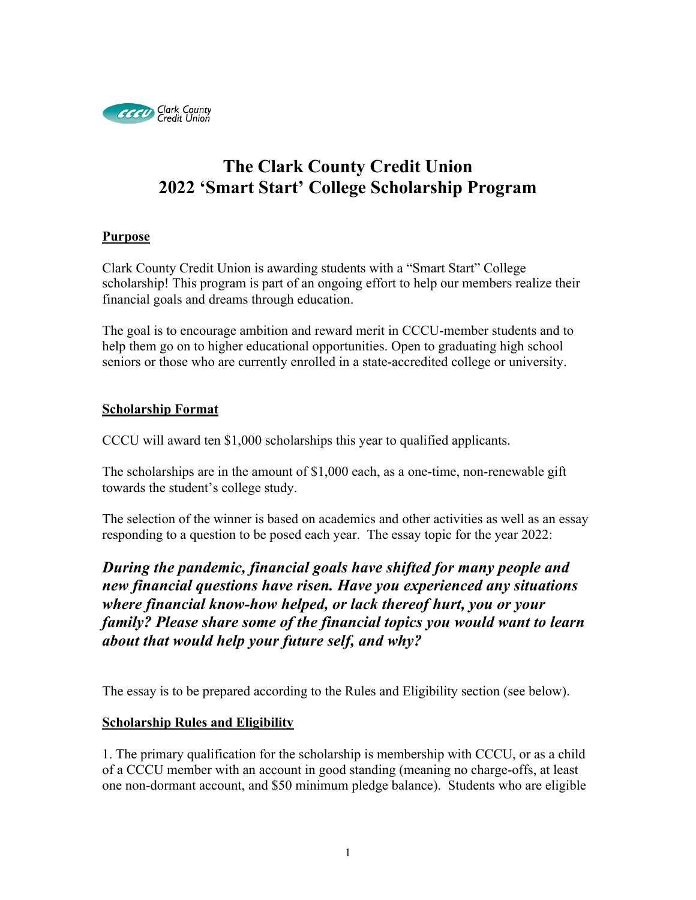Clark County Credit Union

# The Clark County Credit Union
# 2022 'Smart Start' College Scholarship Program

## Purpose

Clark County Credit Union is awarding students with a "Smart Start" College scholarship! This program is part of an ongoing effort to help our members realize their financial goals and dreams through education.

The goal is to encourage ambition and reward merit in CCCU-member students and to help them go on to higher educational opportunities. Open to graduating high school seniors or those who are currently enrolled in a state-accredited college or university.

## Scholarship Format

CCCU will award ten $1,000 scholarships this year to qualified applicants.

The scholarships are in the amount of $1,000 each, as a one-time, non-renewable gift towards the student's college study.

The selection of the winner is based on academics and other activities as well as an essay responding to a question to be posed each year. The essay topic for the year 2022:

***During the pandemic, financial goals have shifted for many people and new financial questions have risen. Have you experienced any situations where financial know-how helped, or lack thereof hurt, you or your family? Please share some of the financial topics you would want to learn about that would help your future self, and why?***

The essay is to be prepared according to the Rules and Eligibility section (see below).

## Scholarship Rules and Eligibility

1. The primary qualification for the scholarship is membership with CCCU, or as a child of a CCCU member with an account in good standing (meaning no charge-offs, at least one non-dormant account, and $50 minimum pledge balance). Students who are eligible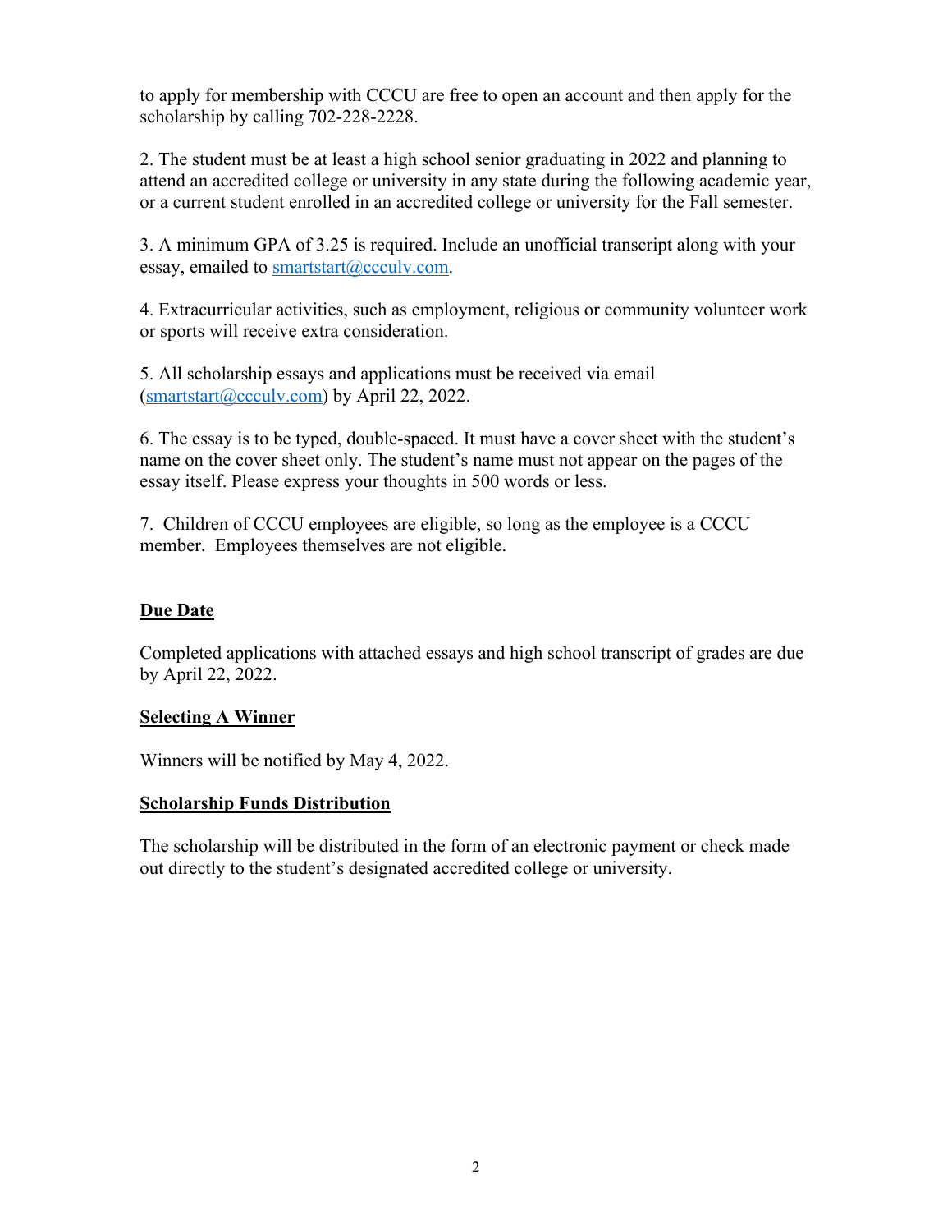to apply for membership with CCCU are free to open an account and then apply for the scholarship by calling 702-228-2228.

2. The student must be at least a high school senior graduating in 2022 and planning to attend an accredited college or university in any state during the following academic year, or a current student enrolled in an accredited college or university for the Fall semester.

3. A minimum GPA of 3.25 is required. Include an unofficial transcript along with your essay, emailed to smartstart@ccculv.com.

4. Extracurricular activities, such as employment, religious or community volunteer work or sports will receive extra consideration.

5. All scholarship essays and applications must be received via email (smartstart@ccculv.com) by April 22, 2022.

6. The essay is to be typed, double-spaced. It must have a cover sheet with the student's name on the cover sheet only. The student's name must not appear on the pages of the essay itself. Please express your thoughts in 500 words or less.

7. Children of CCCU employees are eligible, so long as the employee is a CCCU member. Employees themselves are not eligible.

## Due Date

Completed applications with attached essays and high school transcript of grades are due by April 22, 2022.

## Selecting A Winner

Winners will be notified by May 4, 2022.

## Scholarship Funds Distribution

The scholarship will be distributed in the form of an electronic payment or check made out directly to the student's designated accredited college or university.